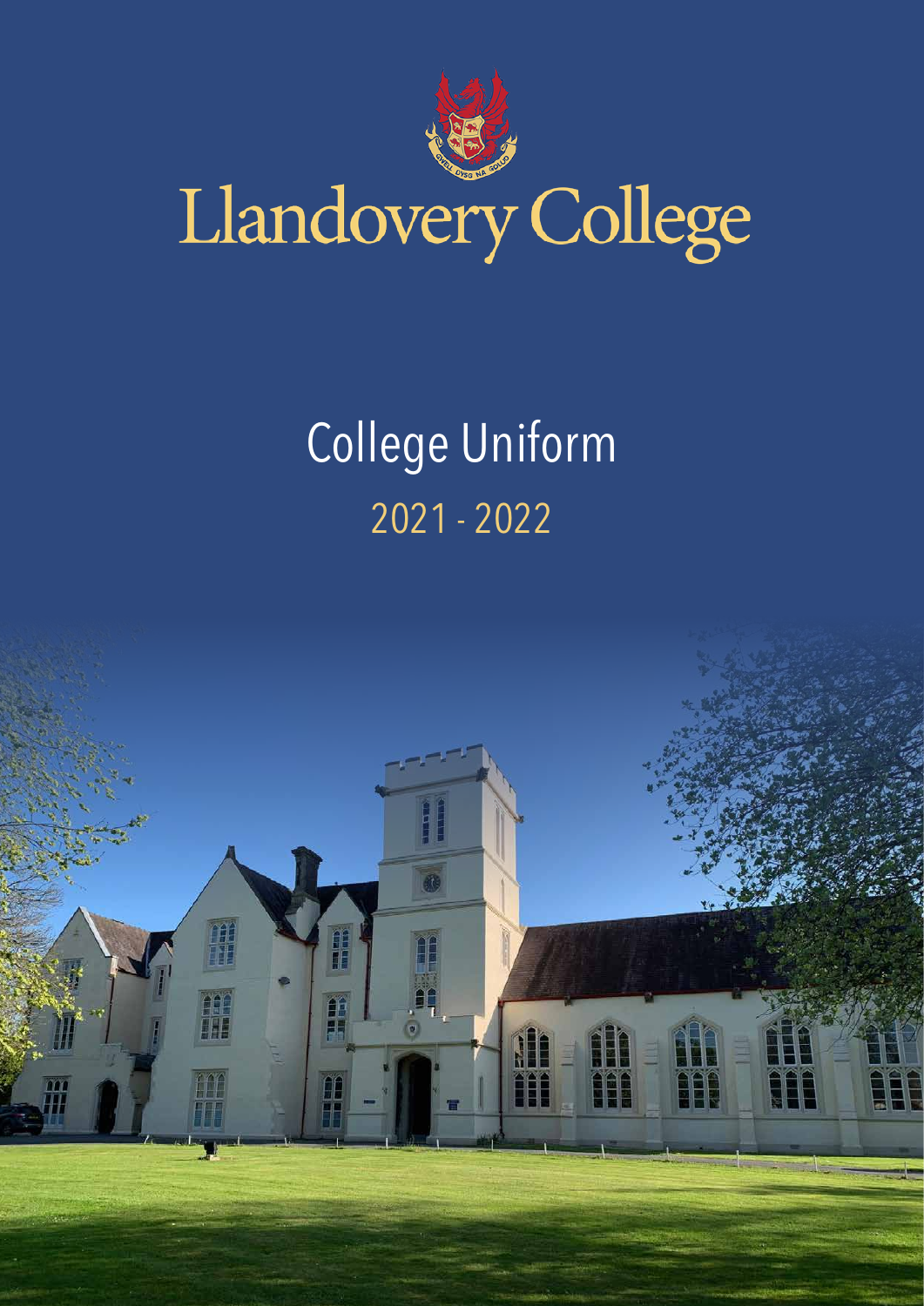# Llandovery College

## College Uniform

2021 - 2022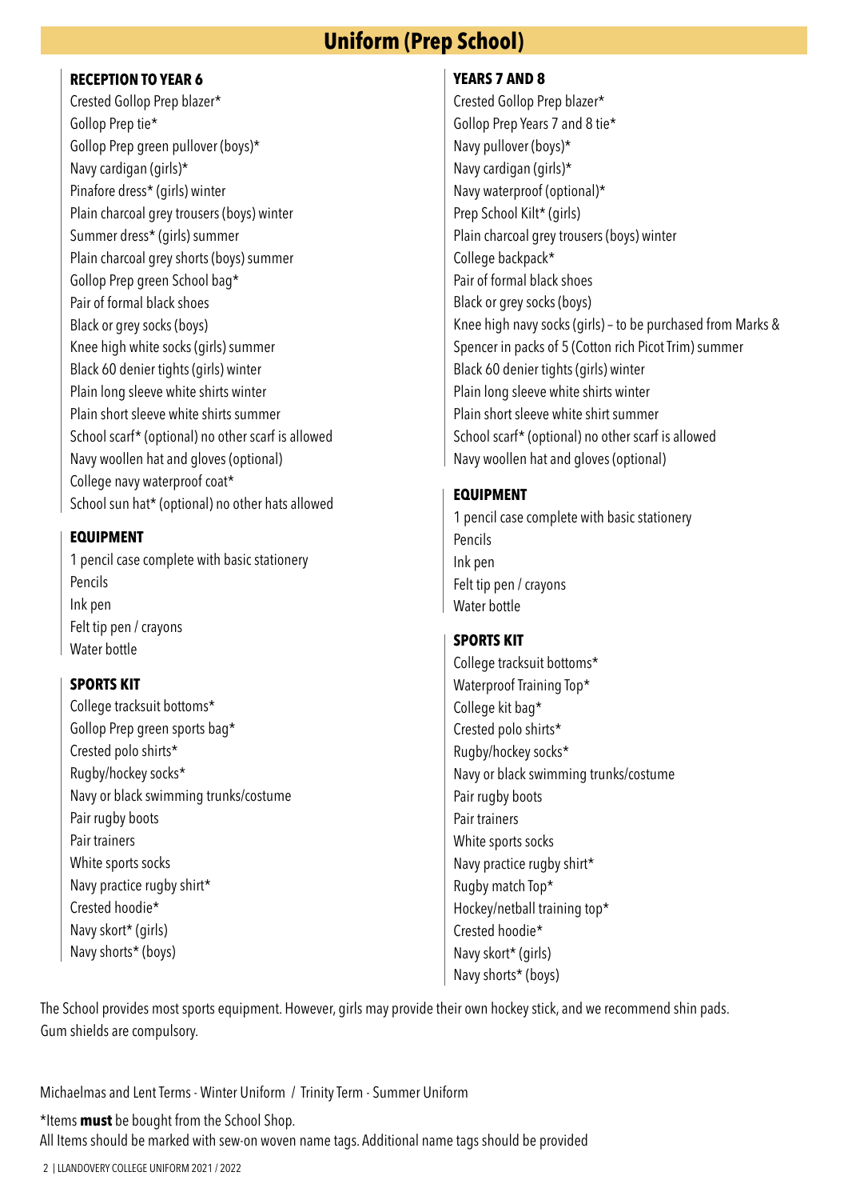# Uniform (Prep School)

### RECEPTION TO YEAR 6

Crested Gollop Prep blazer*
Gollop Prep tie*
Gollop Prep green pullover (boys)*
Navy cardigan (girls)*
Pinafore dress* (girls) winter
Plain charcoal grey trousers (boys) winter
Summer dress* (girls) summer
Plain charcoal grey shorts (boys) summer
Gollop Prep green School bag*
Pair of formal black shoes
Black or grey socks (boys)
Knee high white socks (girls) summer
Black 60 denier tights (girls) winter
Plain long sleeve white shirts winter
Plain short sleeve white shirts summer
School scarf* (optional) no other scarf is allowed
Navy woollen hat and gloves (optional)
College navy waterproof coat*
School sun hat* (optional) no other hats allowed

### EQUIPMENT

1 pencil case complete with basic stationery
Pencils
Ink pen
Felt tip pen / crayons
Water bottle

### SPORTS KIT

College tracksuit bottoms*
Gollop Prep green sports bag*
Crested polo shirts*
Rugby/hockey socks*
Navy or black swimming trunks/costume
Pair rugby boots
Pair trainers
White sports socks
Navy practice rugby shirt*
Crested hoodie*
Navy skort* (girls)
Navy shorts* (boys)

### YEARS 7 AND 8

Crested Gollop Prep blazer*
Gollop Prep Years 7 and 8 tie*
Navy pullover (boys)*
Navy cardigan (girls)*
Navy waterproof (optional)*
Prep School Kilt* (girls)
Plain charcoal grey trousers (boys) winter
College backpack*
Pair of formal black shoes
Black or grey socks (boys)
Knee high navy socks (girls) – to be purchased from Marks & Spencer in packs of 5 (Cotton rich Picot Trim) summer
Black 60 denier tights (girls) winter
Plain long sleeve white shirts winter
Plain short sleeve white shirt summer
School scarf* (optional) no other scarf is allowed
Navy woollen hat and gloves (optional)

### EQUIPMENT

1 pencil case complete with basic stationery
Pencils
Ink pen
Felt tip pen / crayons
Water bottle

### SPORTS KIT

College tracksuit bottoms*
Waterproof Training Top*
College kit bag*
Crested polo shirts*
Rugby/hockey socks*
Navy or black swimming trunks/costume
Pair rugby boots
Pair trainers
White sports socks
Navy practice rugby shirt*
Rugby match Top*
Hockey/netball training top*
Crested hoodie*
Navy skort* (girls)
Navy shorts* (boys)

The School provides most sports equipment. However, girls may provide their own hockey stick, and we recommend shin pads. Gum shields are compulsory.

Michaelmas and Lent Terms - Winter Uniform / Trinity Term - Summer Uniform

*Items **must** be bought from the School Shop.
All Items should be marked with sew-on woven name tags. Additional name tags should be provided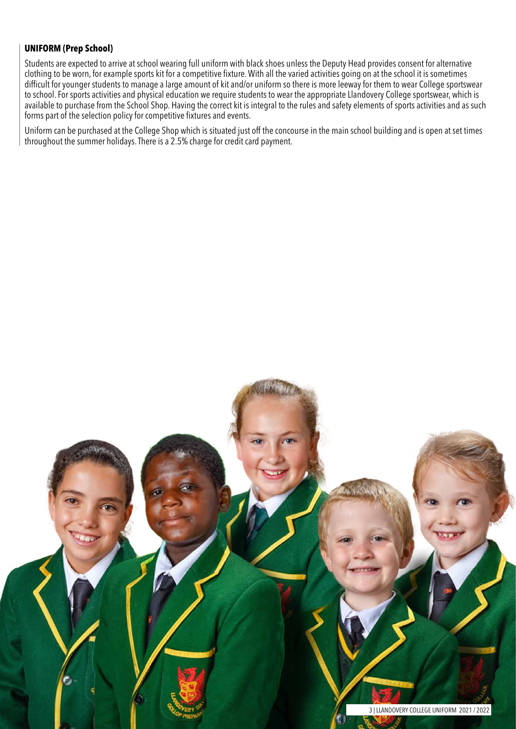## UNIFORM (Prep School)

Students are expected to arrive at school wearing full uniform with black shoes unless the Deputy Head provides consent for alternative clothing to be worn, for example sports kit for a competitive fixture. With all the varied activities going on at the school it is sometimes difficult for younger students to manage a large amount of kit and/or uniform so there is more leeway for them to wear College sportswear to school. For sports activities and physical education we require students to wear the appropriate Llandovery College sportswear, which is available to purchase from the School Shop. Having the correct kit is integral to the rules and safety elements of sports activities and as such forms part of the selection policy for competitive fixtures and events.

Uniform can be purchased at the College Shop which is situated just off the concourse in the main school building and is open at set times throughout the summer holidays. There is a 2.5% charge for credit card payment.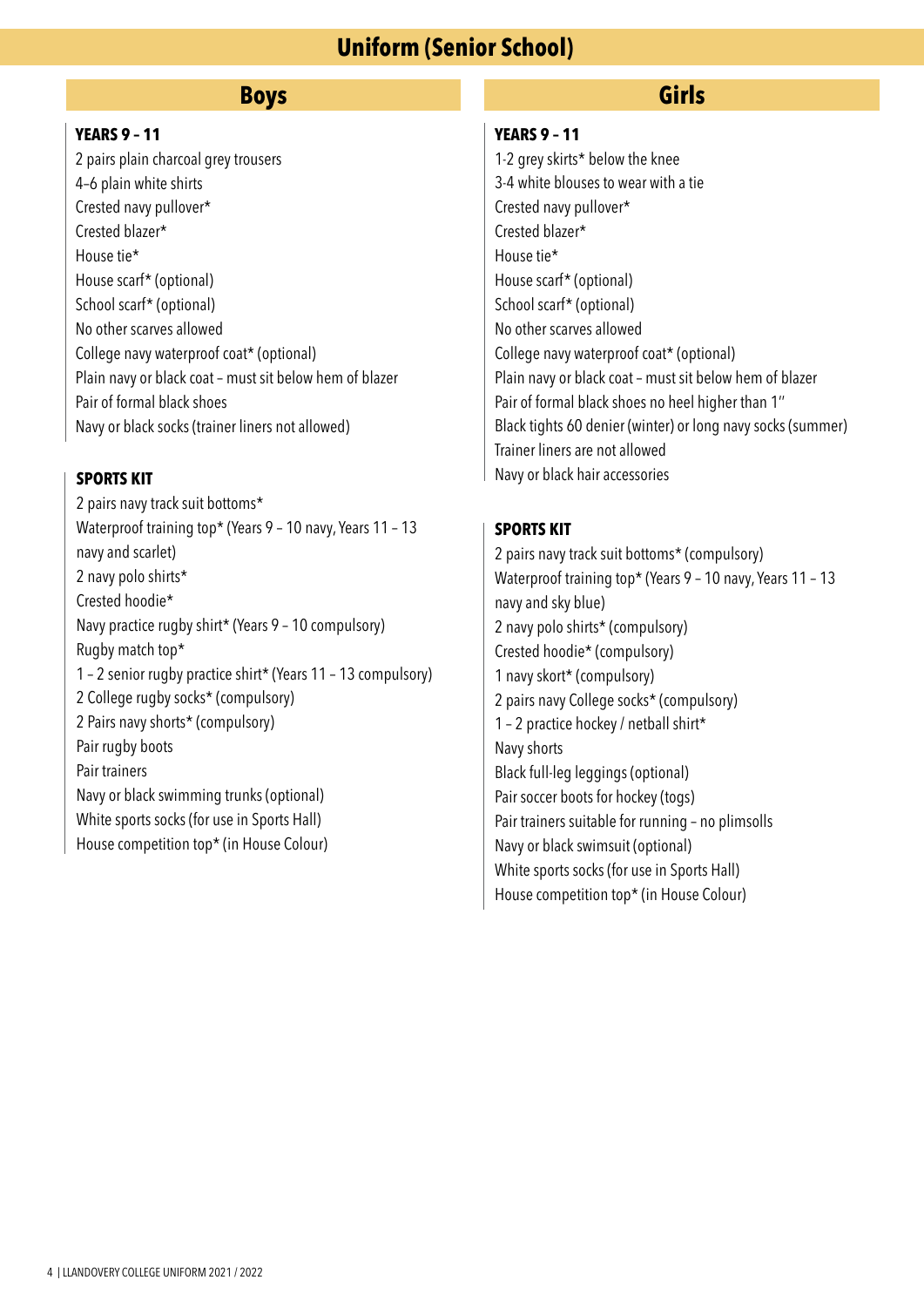# Uniform (Senior School)

## Boys

### YEARS 9 – 11

2 pairs plain charcoal grey trousers
4–6 plain white shirts
Crested navy pullover*
Crested blazer*
House tie*
House scarf* (optional)
School scarf* (optional)
No other scarves allowed
College navy waterproof coat* (optional)
Plain navy or black coat – must sit below hem of blazer
Pair of formal black shoes
Navy or black socks (trainer liners not allowed)

### SPORTS KIT

2 pairs navy track suit bottoms*
Waterproof training top* (Years 9 – 10 navy, Years 11 – 13 navy and scarlet)
2 navy polo shirts*
Crested hoodie*
Navy practice rugby shirt* (Years 9 – 10 compulsory)
Rugby match top*
1 – 2 senior rugby practice shirt* (Years 11 – 13 compulsory)
2 College rugby socks* (compulsory)
2 Pairs navy shorts* (compulsory)
Pair rugby boots
Pair trainers
Navy or black swimming trunks (optional)
White sports socks (for use in Sports Hall)
House competition top* (in House Colour)

## Girls

### YEARS 9 – 11

1-2 grey skirts* below the knee
3-4 white blouses to wear with a tie
Crested navy pullover*
Crested blazer*
House tie*
House scarf* (optional)
School scarf* (optional)
No other scarves allowed
College navy waterproof coat* (optional)
Plain navy or black coat – must sit below hem of blazer
Pair of formal black shoes no heel higher than 1"
Black tights 60 denier (winter) or long navy socks (summer)
Trainer liners are not allowed
Navy or black hair accessories

### SPORTS KIT

2 pairs navy track suit bottoms* (compulsory)
Waterproof training top* (Years 9 – 10 navy, Years 11 – 13 navy and sky blue)
2 navy polo shirts* (compulsory)
Crested hoodie* (compulsory)
1 navy skort* (compulsory)
2 pairs navy College socks* (compulsory)
1 – 2 practice hockey / netball shirt*
Navy shorts
Black full-leg leggings (optional)
Pair soccer boots for hockey (togs)
Pair trainers suitable for running – no plimsolls
Navy or black swimsuit (optional)
White sports socks (for use in Sports Hall)
House competition top* (in House Colour)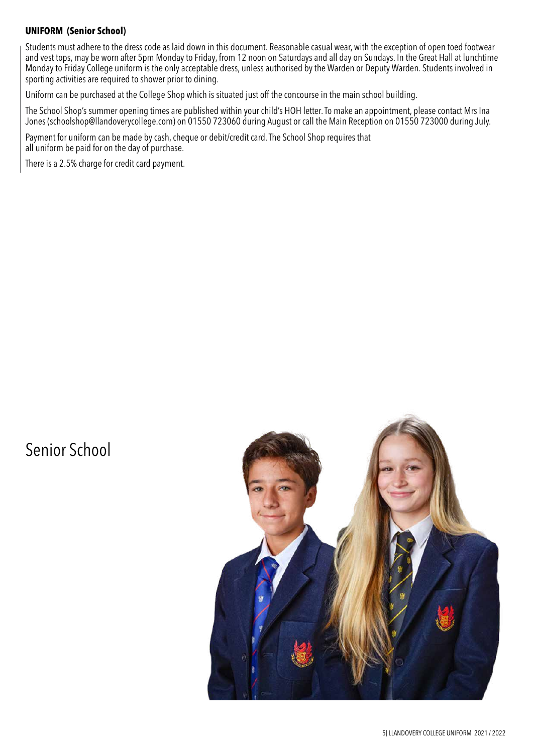**UNIFORM (Senior School)**

Students must adhere to the dress code as laid down in this document. Reasonable casual wear, with the exception of open toed footwear and vest tops, may be worn after 5pm Monday to Friday, from 12 noon on Saturdays and all day on Sundays. In the Great Hall at lunchtime Monday to Friday College uniform is the only acceptable dress, unless authorised by the Warden or Deputy Warden. Students involved in sporting activities are required to shower prior to dining.

Uniform can be purchased at the College Shop which is situated just off the concourse in the main school building.

The School Shop's summer opening times are published within your child's HOH letter. To make an appointment, please contact Mrs Ina Jones (schoolshop@llandoverycollege.com) on 01550 723060 during August or call the Main Reception on 01550 723000 during July.

Payment for uniform can be made by cash, cheque or debit/credit card. The School Shop requires that all uniform be paid for on the day of purchase.

There is a 2.5% charge for credit card payment.

# Senior School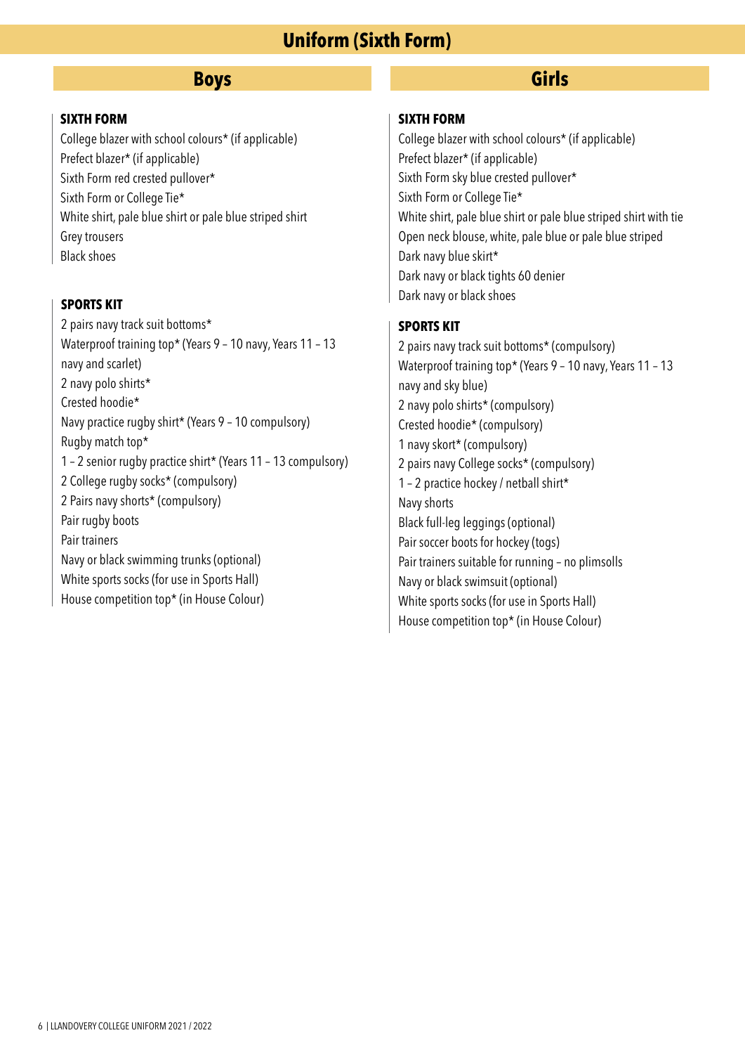# Uniform (Sixth Form)

## Boys

### SIXTH FORM

College blazer with school colours* (if applicable)
Prefect blazer* (if applicable)
Sixth Form red crested pullover*
Sixth Form or College Tie*
White shirt, pale blue shirt or pale blue striped shirt
Grey trousers
Black shoes

### SPORTS KIT

2 pairs navy track suit bottoms*
Waterproof training top* (Years 9 – 10 navy, Years 11 – 13 navy and scarlet)
2 navy polo shirts*
Crested hoodie*
Navy practice rugby shirt* (Years 9 – 10 compulsory)
Rugby match top*
1 – 2 senior rugby practice shirt* (Years 11 – 13 compulsory)
2 College rugby socks* (compulsory)
2 Pairs navy shorts* (compulsory)
Pair rugby boots
Pair trainers
Navy or black swimming trunks (optional)
White sports socks (for use in Sports Hall)
House competition top* (in House Colour)

## Girls

### SIXTH FORM

College blazer with school colours* (if applicable)
Prefect blazer* (if applicable)
Sixth Form sky blue crested pullover*
Sixth Form or College Tie*
White shirt, pale blue shirt or pale blue striped shirt with tie
Open neck blouse, white, pale blue or pale blue striped
Dark navy blue skirt*
Dark navy or black tights 60 denier
Dark navy or black shoes

### SPORTS KIT

2 pairs navy track suit bottoms* (compulsory)
Waterproof training top* (Years 9 – 10 navy, Years 11 – 13 navy and sky blue)
2 navy polo shirts* (compulsory)
Crested hoodie* (compulsory)
1 navy skort* (compulsory)
2 pairs navy College socks* (compulsory)
1 – 2 practice hockey / netball shirt*
Navy shorts
Black full-leg leggings (optional)
Pair soccer boots for hockey (togs)
Pair trainers suitable for running – no plimsolls
Navy or black swimsuit (optional)
White sports socks (for use in Sports Hall)
House competition top* (in House Colour)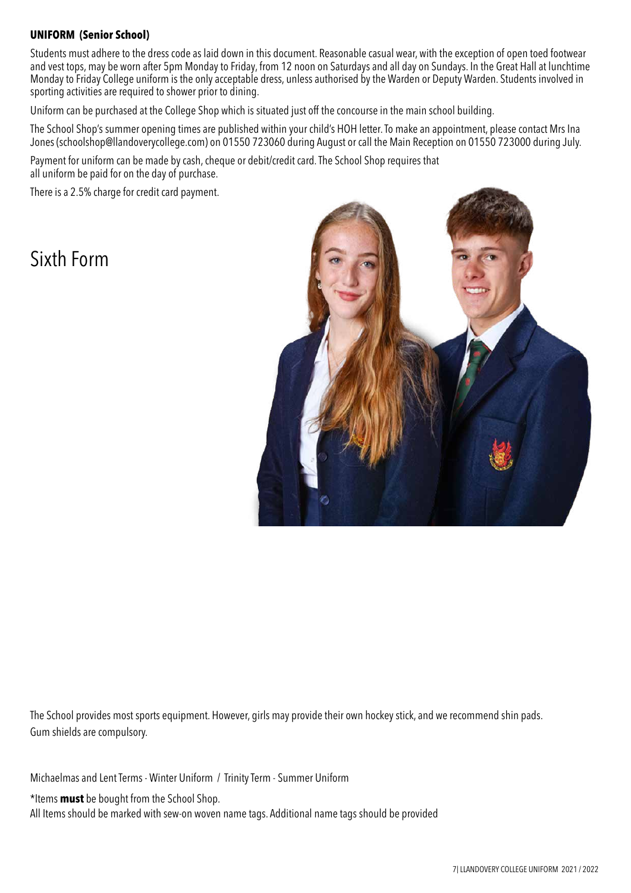**UNIFORM (Senior School)**

Students must adhere to the dress code as laid down in this document. Reasonable casual wear, with the exception of open toed footwear and vest tops, may be worn after 5pm Monday to Friday, from 12 noon on Saturdays and all day on Sundays. In the Great Hall at lunchtime Monday to Friday College uniform is the only acceptable dress, unless authorised by the Warden or Deputy Warden. Students involved in sporting activities are required to shower prior to dining.

Uniform can be purchased at the College Shop which is situated just off the concourse in the main school building.

The School Shop's summer opening times are published within your child's HOH letter. To make an appointment, please contact Mrs Ina Jones (schoolshop@llandoverycollege.com) on 01550 723060 during August or call the Main Reception on 01550 723000 during July.

Payment for uniform can be made by cash, cheque or debit/credit card. The School Shop requires that all uniform be paid for on the day of purchase.

There is a 2.5% charge for credit card payment.

# Sixth Form

The School provides most sports equipment. However, girls may provide their own hockey stick, and we recommend shin pads. Gum shields are compulsory.

Michaelmas and Lent Terms - Winter Uniform / Trinity Term - Summer Uniform

*Items **must** be bought from the School Shop.
All Items should be marked with sew-on woven name tags. Additional name tags should be provided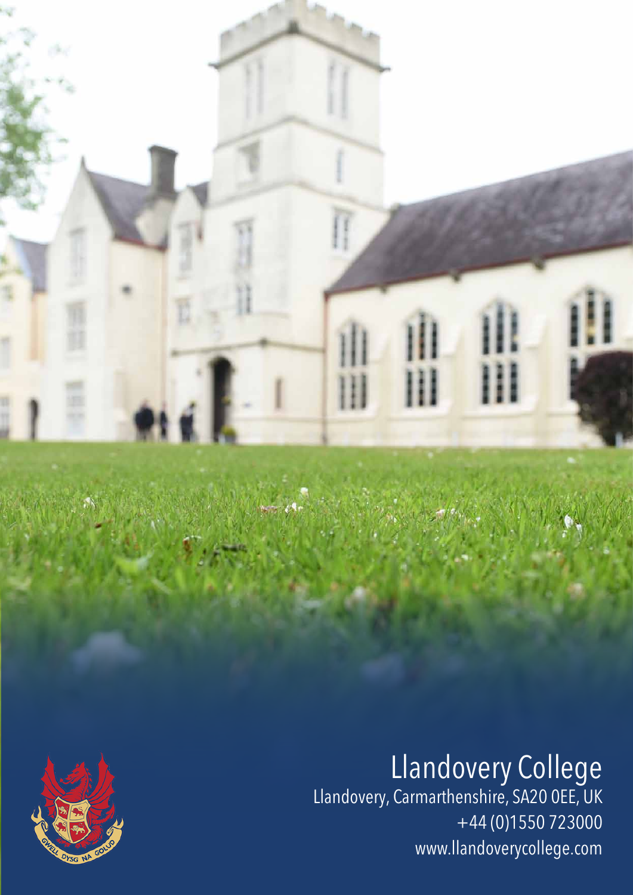Llandovery College

Llandovery, Carmarthenshire, SA20 0EE, UK

+44 (0)1550 723000

www.llandoverycollege.com